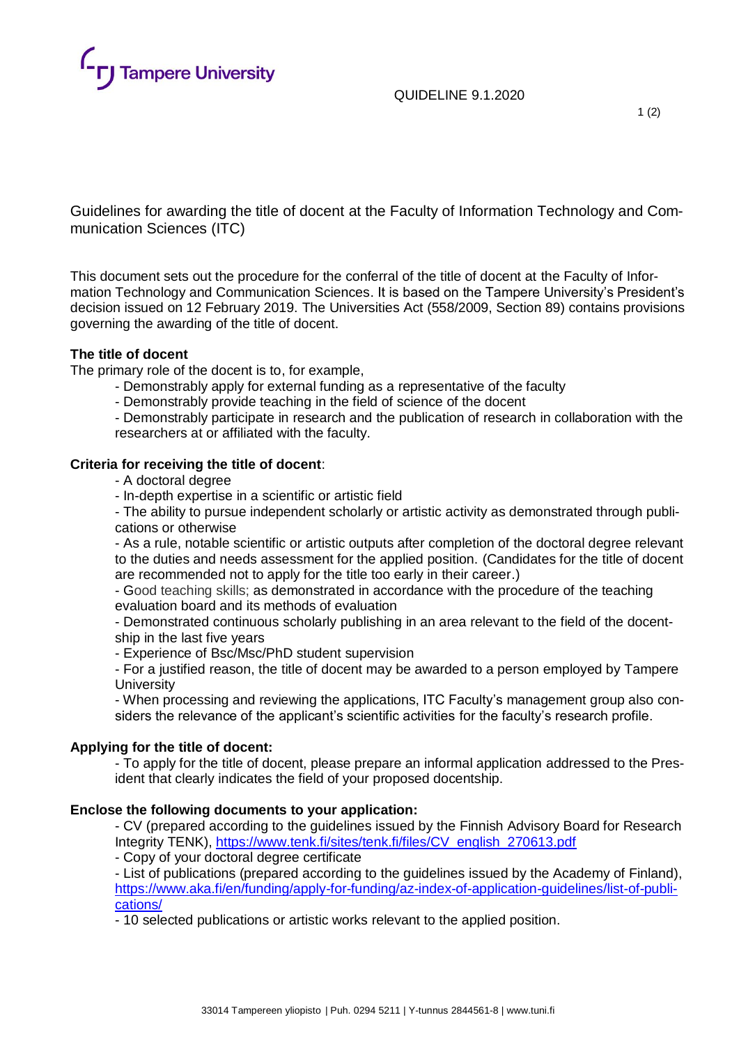Tampere University

QUIDELINE 9.1.2020

# Guidelines for awarding the title of docent at the Faculty of Information Technology and Communication Sciences (ITC)

This document sets out the procedure for the conferral of the title of docent at the Faculty of Information Technology and Communication Sciences. It is based on the Tampere University's President's decision issued on 12 February 2019. The Universities Act (558/2009, Section 89) contains provisions governing the awarding of the title of docent.

**The title of docent**

The primary role of the docent is to, for example,

- Demonstrably apply for external funding as a representative of the faculty
- Demonstrably provide teaching in the field of science of the docent
- Demonstrably participate in research and the publication of research in collaboration with the researchers at or affiliated with the faculty.

**Criteria for receiving the title of docent**:

- A doctoral degree
- In-depth expertise in a scientific or artistic field
- The ability to pursue independent scholarly or artistic activity as demonstrated through publications or otherwise
- As a rule, notable scientific or artistic outputs after completion of the doctoral degree relevant to the duties and needs assessment for the applied position. (Candidates for the title of docent are recommended not to apply for the title too early in their career.)
- Good teaching skills; as demonstrated in accordance with the procedure of the teaching evaluation board and its methods of evaluation
- Demonstrated continuous scholarly publishing in an area relevant to the field of the docentship in the last five years
- Experience of Bsc/Msc/PhD student supervision
- For a justified reason, the title of docent may be awarded to a person employed by Tampere University
- When processing and reviewing the applications, ITC Faculty's management group also considers the relevance of the applicant's scientific activities for the faculty's research profile.

**Applying for the title of docent:**

- To apply for the title of docent, please prepare an informal application addressed to the President that clearly indicates the field of your proposed docentship.

**Enclose the following documents to your application:**

- CV (prepared according to the guidelines issued by the Finnish Advisory Board for Research Integrity TENK), https://www.tenk.fi/sites/tenk.fi/files/CV_english_270613.pdf
- Copy of your doctoral degree certificate
- List of publications (prepared according to the guidelines issued by the Academy of Finland), https://www.aka.fi/en/funding/apply-for-funding/az-index-of-application-guidelines/list-of-publications/
- 10 selected publications or artistic works relevant to the applied position.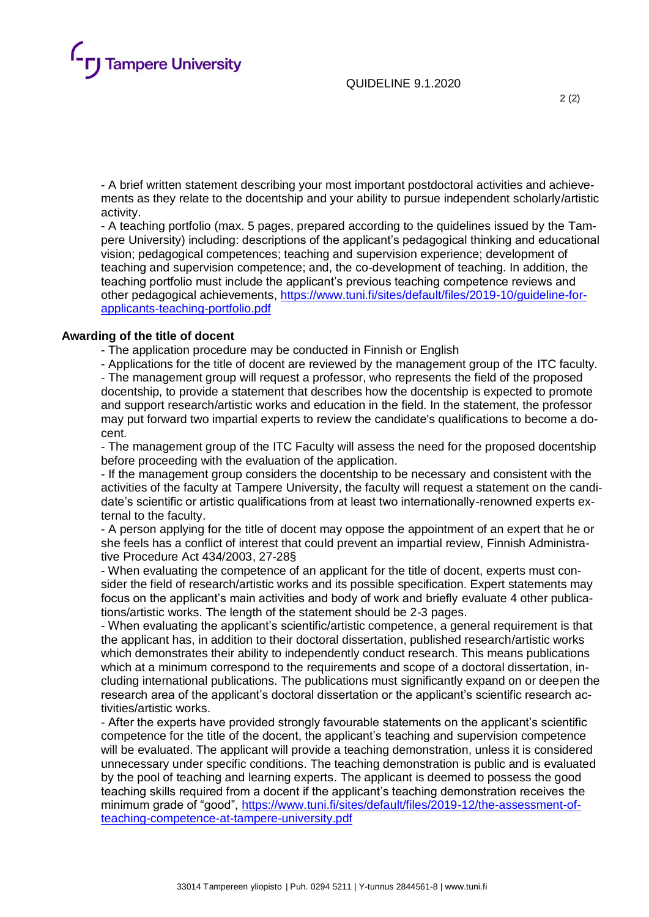- A brief written statement describing your most important postdoctoral activities and achievements as they relate to the docentship and your ability to pursue independent scholarly/artistic activity.
- A teaching portfolio (max. 5 pages, prepared according to the quidelines issued by the Tampere University) including: descriptions of the applicant's pedagogical thinking and educational vision; pedagogical competences; teaching and supervision experience; development of teaching and supervision competence; and, the co-development of teaching. In addition, the teaching portfolio must include the applicant's previous teaching competence reviews and other pedagogical achievements, https://www.tuni.fi/sites/default/files/2019-10/guideline-for-applicants-teaching-portfolio.pdf

**Awarding of the title of docent**

- The application procedure may be conducted in Finnish or English
- Applications for the title of docent are reviewed by the management group of the ITC faculty.
- The management group will request a professor, who represents the field of the proposed docentship, to provide a statement that describes how the docentship is expected to promote and support research/artistic works and education in the field. In the statement, the professor may put forward two impartial experts to review the candidate's qualifications to become a docent.
- The management group of the ITC Faculty will assess the need for the proposed docentship before proceeding with the evaluation of the application.
- If the management group considers the docentship to be necessary and consistent with the activities of the faculty at Tampere University, the faculty will request a statement on the candidate's scientific or artistic qualifications from at least two internationally-renowned experts external to the faculty.
- A person applying for the title of docent may oppose the appointment of an expert that he or she feels has a conflict of interest that could prevent an impartial review, Finnish Administrative Procedure Act 434/2003, 27-28§
- When evaluating the competence of an applicant for the title of docent, experts must consider the field of research/artistic works and its possible specification. Expert statements may focus on the applicant's main activities and body of work and briefly evaluate 4 other publications/artistic works. The length of the statement should be 2-3 pages.
- When evaluating the applicant's scientific/artistic competence, a general requirement is that the applicant has, in addition to their doctoral dissertation, published research/artistic works which demonstrates their ability to independently conduct research. This means publications which at a minimum correspond to the requirements and scope of a doctoral dissertation, including international publications. The publications must significantly expand on or deepen the research area of the applicant's doctoral dissertation or the applicant's scientific research activities/artistic works.
- After the experts have provided strongly favourable statements on the applicant's scientific competence for the title of the docent, the applicant's teaching and supervision competence will be evaluated. The applicant will provide a teaching demonstration, unless it is considered unnecessary under specific conditions. The teaching demonstration is public and is evaluated by the pool of teaching and learning experts. The applicant is deemed to possess the good teaching skills required from a docent if the applicant's teaching demonstration receives the minimum grade of "good", https://www.tuni.fi/sites/default/files/2019-12/the-assessment-of-teaching-competence-at-tampere-university.pdf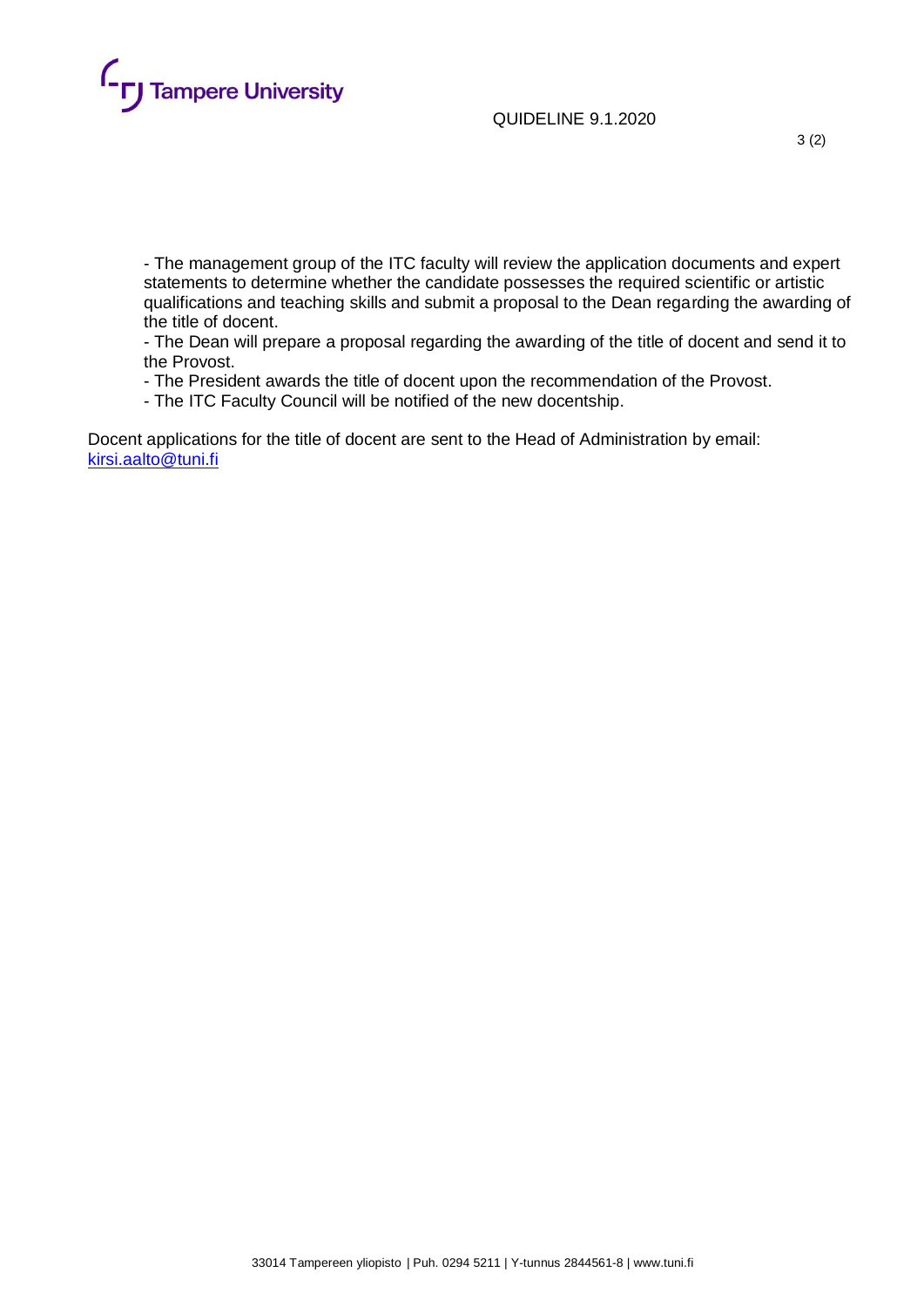- The management group of the ITC faculty will review the application documents and expert statements to determine whether the candidate possesses the required scientific or artistic qualifications and teaching skills and submit a proposal to the Dean regarding the awarding of the title of docent.
- The Dean will prepare a proposal regarding the awarding of the title of docent and send it to the Provost.
- The President awards the title of docent upon the recommendation of the Provost.
- The ITC Faculty Council will be notified of the new docentship.

Docent applications for the title of docent are sent to the Head of Administration by email: kirsi.aalto@tuni.fi